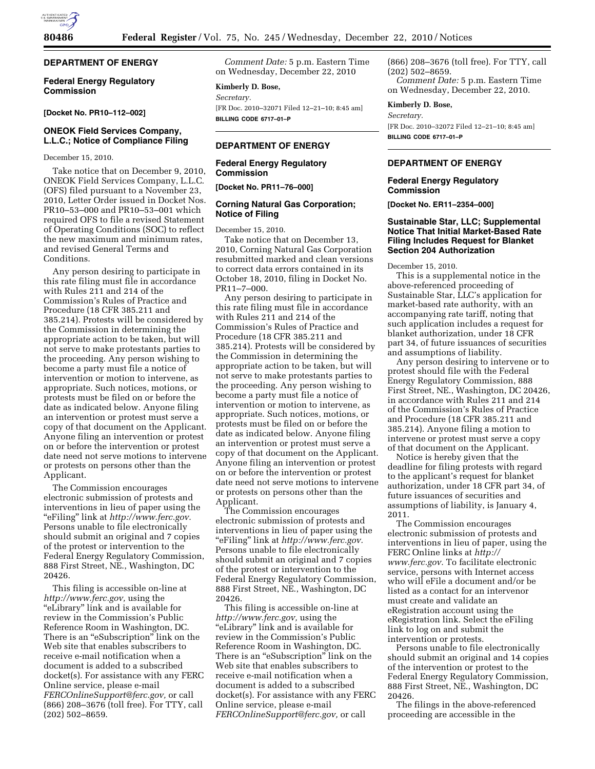## DEPARTMENT OF ENERGY

### Federal Energy Regulatory Commission

**[Docket No. PR10–112–002]**

### ONEOK Field Services Company, L.L.C.; Notice of Compliance Filing

December 15, 2010.

Take notice that on December 9, 2010, ONEOK Field Services Company, L.L.C. (OFS) filed pursuant to a November 23, 2010, Letter Order issued in Docket Nos. PR10–53–000 and PR10–53–001 which required OFS to file a revised Statement of Operating Conditions (SOC) to reflect the new maximum and minimum rates, and revised General Terms and Conditions.

Any person desiring to participate in this rate filing must file in accordance with Rules 211 and 214 of the Commission's Rules of Practice and Procedure (18 CFR 385.211 and 385.214). Protests will be considered by the Commission in determining the appropriate action to be taken, but will not serve to make protestants parties to the proceeding. Any person wishing to become a party must file a notice of intervention or motion to intervene, as appropriate. Such notices, motions, or protests must be filed on or before the date as indicated below. Anyone filing an intervention or protest must serve a copy of that document on the Applicant. Anyone filing an intervention or protest on or before the intervention or protest date need not serve motions to intervene or protests on persons other than the Applicant.

The Commission encourages electronic submission of protests and interventions in lieu of paper using the "eFiling" link at *http://www.ferc.gov.* Persons unable to file electronically should submit an original and 7 copies of the protest or intervention to the Federal Energy Regulatory Commission, 888 First Street, NE., Washington, DC 20426.

This filing is accessible on-line at *http://www.ferc.gov,* using the "eLibrary" link and is available for review in the Commission's Public Reference Room in Washington, DC. There is an "eSubscription" link on the Web site that enables subscribers to receive e-mail notification when a document is added to a subscribed docket(s). For assistance with any FERC Online service, please e-mail *FERCOnlineSupport@ferc.gov,* or call (866) 208–3676 (toll free). For TTY, call (202) 502–8659.

*Comment Date:* 5 p.m. Eastern Time on Wednesday, December 22, 2010

**Kimberly D. Bose,**

*Secretary.*

[FR Doc. 2010–32071 Filed 12–21–10; 8:45 am]

**BILLING CODE 6717–01–P**

## DEPARTMENT OF ENERGY

### Federal Energy Regulatory Commission

**[Docket No. PR11–76–000]**

### Corning Natural Gas Corporation; Notice of Filing

December 15, 2010.

Take notice that on December 13, 2010, Corning Natural Gas Corporation resubmitted marked and clean versions to correct data errors contained in its October 18, 2010, filing in Docket No. PR11–7–000.

Any person desiring to participate in this rate filing must file in accordance with Rules 211 and 214 of the Commission's Rules of Practice and Procedure (18 CFR 385.211 and 385.214). Protests will be considered by the Commission in determining the appropriate action to be taken, but will not serve to make protestants parties to the proceeding. Any person wishing to become a party must file a notice of intervention or motion to intervene, as appropriate. Such notices, motions, or protests must be filed on or before the date as indicated below. Anyone filing an intervention or protest must serve a copy of that document on the Applicant. Anyone filing an intervention or protest on or before the intervention or protest date need not serve motions to intervene or protests on persons other than the Applicant.

The Commission encourages electronic submission of protests and interventions in lieu of paper using the "eFiling" link at *http://www.ferc.gov.* Persons unable to file electronically should submit an original and 7 copies of the protest or intervention to the Federal Energy Regulatory Commission, 888 First Street, NE., Washington, DC 20426.

This filing is accessible on-line at *http://www.ferc.gov,* using the "eLibrary" link and is available for review in the Commission's Public Reference Room in Washington, DC. There is an "eSubscription" link on the Web site that enables subscribers to receive e-mail notification when a document is added to a subscribed docket(s). For assistance with any FERC Online service, please e-mail *FERCOnlineSupport@ferc.gov,* or call (866) 208–3676 (toll free). For TTY, call (202) 502–8659.

*Comment Date:* 5 p.m. Eastern Time on Wednesday, December 22, 2010.

**Kimberly D. Bose,**

*Secretary.*

[FR Doc. 2010–32072 Filed 12–21–10; 8:45 am]

**BILLING CODE 6717–01–P**

## DEPARTMENT OF ENERGY

### Federal Energy Regulatory Commission

**[Docket No. ER11–2354–000]**

### Sustainable Star, LLC; Supplemental Notice That Initial Market-Based Rate Filing Includes Request for Blanket Section 204 Authorization

December 15, 2010.

This is a supplemental notice in the above-referenced proceeding of Sustainable Star, LLC's application for market-based rate authority, with an accompanying rate tariff, noting that such application includes a request for blanket authorization, under 18 CFR part 34, of future issuances of securities and assumptions of liability.

Any person desiring to intervene or to protest should file with the Federal Energy Regulatory Commission, 888 First Street, NE., Washington, DC 20426, in accordance with Rules 211 and 214 of the Commission's Rules of Practice and Procedure (18 CFR 385.211 and 385.214). Anyone filing a motion to intervene or protest must serve a copy of that document on the Applicant.

Notice is hereby given that the deadline for filing protests with regard to the applicant's request for blanket authorization, under 18 CFR part 34, of future issuances of securities and assumptions of liability, is January 4, 2011.

The Commission encourages electronic submission of protests and interventions in lieu of paper, using the FERC Online links at *http://www.ferc.gov.* To facilitate electronic service, persons with Internet access who will eFile a document and/or be listed as a contact for an intervenor must create and validate an eRegistration account using the eRegistration link. Select the eFiling link to log on and submit the intervention or protests.

Persons unable to file electronically should submit an original and 14 copies of the intervention or protest to the Federal Energy Regulatory Commission, 888 First Street, NE., Washington, DC 20426.

The filings in the above-referenced proceeding are accessible in the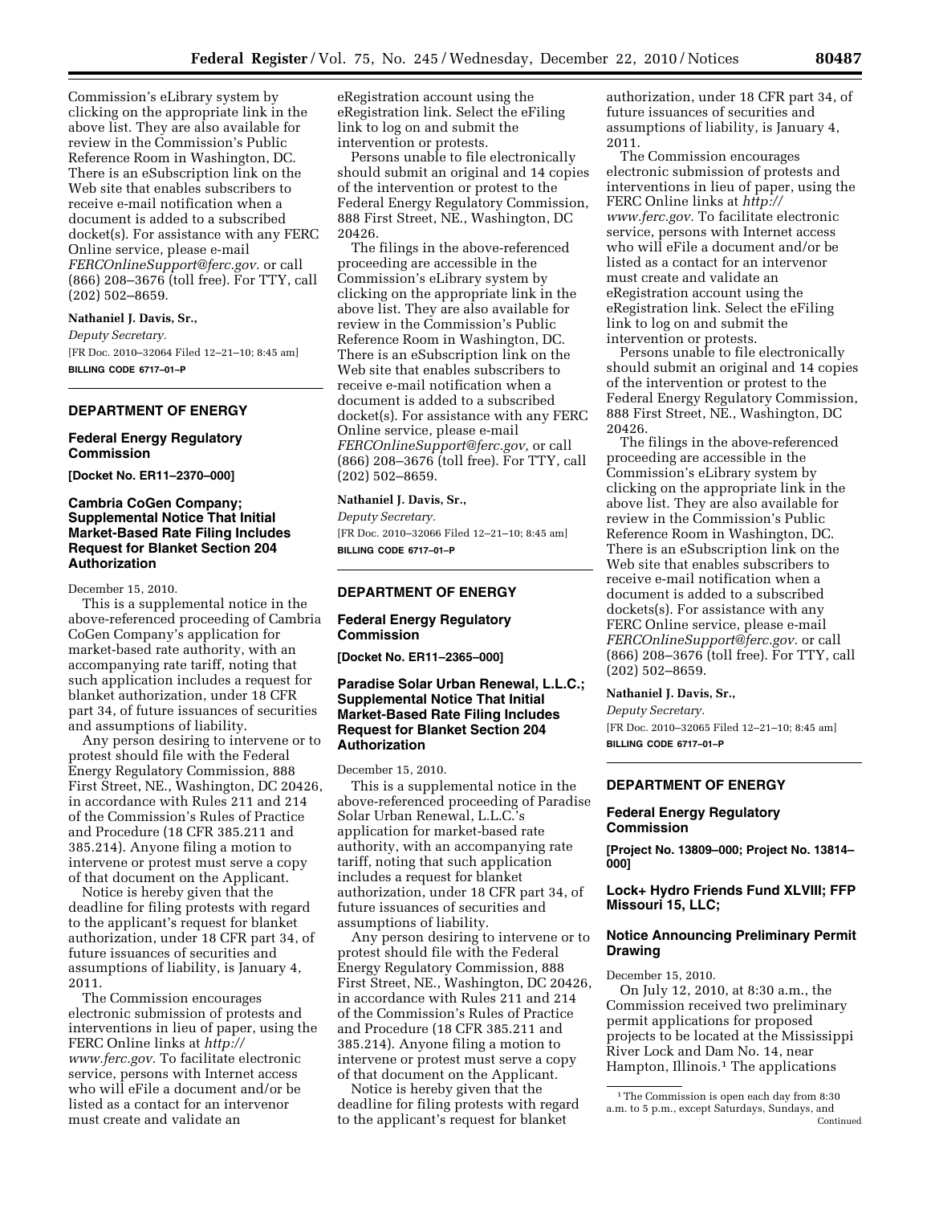Commission's eLibrary system by clicking on the appropriate link in the above list. They are also available for review in the Commission's Public Reference Room in Washington, DC. There is an eSubscription link on the Web site that enables subscribers to receive e-mail notification when a document is added to a subscribed docket(s). For assistance with any FERC Online service, please e-mail *FERCOnlineSupport@ferc.gov.* or call (866) 208–3676 (toll free). For TTY, call (202) 502–8659.

**Nathaniel J. Davis, Sr.,**

*Deputy Secretary.*

[FR Doc. 2010–32064 Filed 12–21–10; 8:45 am]

**BILLING CODE 6717–01–P**

## DEPARTMENT OF ENERGY

### Federal Energy Regulatory Commission

**[Docket No. ER11–2370–000]**

### Cambria CoGen Company; Supplemental Notice That Initial Market-Based Rate Filing Includes Request for Blanket Section 204 Authorization

December 15, 2010.

This is a supplemental notice in the above-referenced proceeding of Cambria CoGen Company's application for market-based rate authority, with an accompanying rate tariff, noting that such application includes a request for blanket authorization, under 18 CFR part 34, of future issuances of securities and assumptions of liability.

Any person desiring to intervene or to protest should file with the Federal Energy Regulatory Commission, 888 First Street, NE., Washington, DC 20426, in accordance with Rules 211 and 214 of the Commission's Rules of Practice and Procedure (18 CFR 385.211 and 385.214). Anyone filing a motion to intervene or protest must serve a copy of that document on the Applicant.

Notice is hereby given that the deadline for filing protests with regard to the applicant's request for blanket authorization, under 18 CFR part 34, of future issuances of securities and assumptions of liability, is January 4, 2011.

The Commission encourages electronic submission of protests and interventions in lieu of paper, using the FERC Online links at *http://www.ferc.gov.* To facilitate electronic service, persons with Internet access who will eFile a document and/or be listed as a contact for an intervenor must create and validate an eRegistration account using the eRegistration link. Select the eFiling link to log on and submit the intervention or protests.

Persons unable to file electronically should submit an original and 14 copies of the intervention or protest to the Federal Energy Regulatory Commission, 888 First Street, NE., Washington, DC 20426.

The filings in the above-referenced proceeding are accessible in the Commission's eLibrary system by clicking on the appropriate link in the above list. They are also available for review in the Commission's Public Reference Room in Washington, DC. There is an eSubscription link on the Web site that enables subscribers to receive e-mail notification when a document is added to a subscribed docket(s). For assistance with any FERC Online service, please e-mail *FERCOnlineSupport@ferc.gov,* or call (866) 208–3676 (toll free). For TTY, call (202) 502–8659.

**Nathaniel J. Davis, Sr.,**

*Deputy Secretary.*

[FR Doc. 2010–32066 Filed 12–21–10; 8:45 am]

**BILLING CODE 6717–01–P**

## DEPARTMENT OF ENERGY

### Federal Energy Regulatory Commission

**[Docket No. ER11–2365–000]**

### Paradise Solar Urban Renewal, L.L.C.; Supplemental Notice That Initial Market-Based Rate Filing Includes Request for Blanket Section 204 Authorization

December 15, 2010.

This is a supplemental notice in the above-referenced proceeding of Paradise Solar Urban Renewal, L.L.C.'s application for market-based rate authority, with an accompanying rate tariff, noting that such application includes a request for blanket authorization, under 18 CFR part 34, of future issuances of securities and assumptions of liability.

Any person desiring to intervene or to protest should file with the Federal Energy Regulatory Commission, 888 First Street, NE., Washington, DC 20426, in accordance with Rules 211 and 214 of the Commission's Rules of Practice and Procedure (18 CFR 385.211 and 385.214). Anyone filing a motion to intervene or protest must serve a copy of that document on the Applicant.

Notice is hereby given that the deadline for filing protests with regard to the applicant's request for blanket authorization, under 18 CFR part 34, of future issuances of securities and assumptions of liability, is January 4, 2011.

The Commission encourages electronic submission of protests and interventions in lieu of paper, using the FERC Online links at *http://www.ferc.gov.* To facilitate electronic service, persons with Internet access who will eFile a document and/or be listed as a contact for an intervenor must create and validate an eRegistration account using the eRegistration link. Select the eFiling link to log on and submit the intervention or protests.

Persons unable to file electronically should submit an original and 14 copies of the intervention or protest to the Federal Energy Regulatory Commission, 888 First Street, NE., Washington, DC 20426.

The filings in the above-referenced proceeding are accessible in the Commission's eLibrary system by clicking on the appropriate link in the above list. They are also available for review in the Commission's Public Reference Room in Washington, DC. There is an eSubscription link on the Web site that enables subscribers to receive e-mail notification when a document is added to a subscribed dockets(s). For assistance with any FERC Online service, please e-mail *FERCOnlineSupport@ferc.gov.* or call (866) 208–3676 (toll free). For TTY, call (202) 502–8659.

**Nathaniel J. Davis, Sr.,**

*Deputy Secretary.*

[FR Doc. 2010–32065 Filed 12–21–10; 8:45 am]

**BILLING CODE 6717–01–P**

## DEPARTMENT OF ENERGY

### Federal Energy Regulatory Commission

**[Project No. 13809–000; Project No. 13814–000]**

### Lock+ Hydro Friends Fund XLVIII; FFP Missouri 15, LLC;

### Notice Announcing Preliminary Permit Drawing

December 15, 2010.

On July 12, 2010, at 8:30 a.m., the Commission received two preliminary permit applications for proposed projects to be located at the Mississippi River Lock and Dam No. 14, near Hampton, Illinois.[1] The applications

[1] The Commission is open each day from 8:30 a.m. to 5 p.m., except Saturdays, Sundays, and Continued